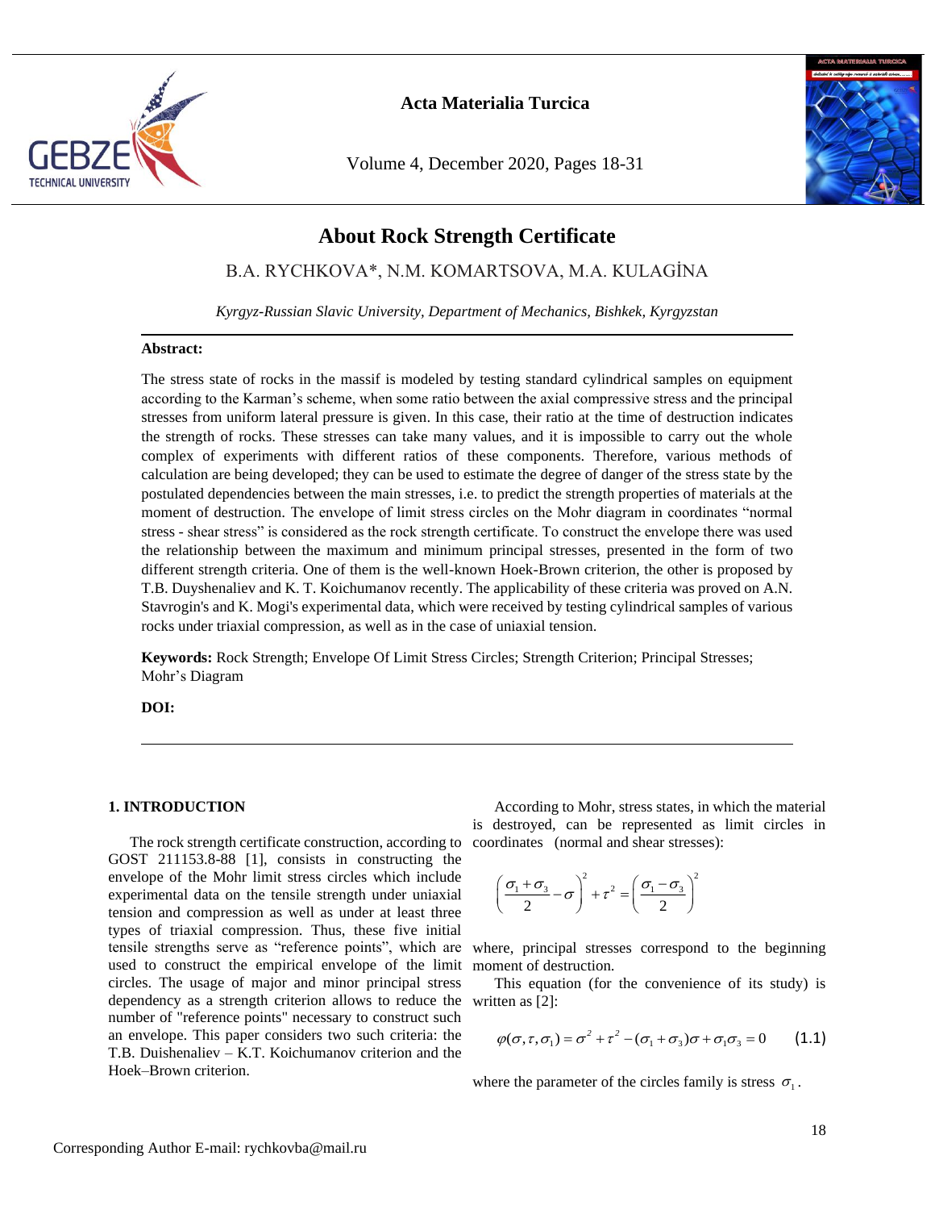# About Rock Strength Certificate

B.A. RYCHKOVA*, N.M. KOMARTSOVA, M.A. KULAGİNA

*Kyrgyz-Russian Slavic University, Department of Mechanics, Bishkek, Kyrgyzstan*

**Abstract:**

The stress state of rocks in the massif is modeled by testing standard cylindrical samples on equipment according to the Karman's scheme, when some ratio between the axial compressive stress and the principal stresses from uniform lateral pressure is given. In this case, their ratio at the time of destruction indicates the strength of rocks. These stresses can take many values, and it is impossible to carry out the whole complex of experiments with different ratios of these components. Therefore, various methods of calculation are being developed; they can be used to estimate the degree of danger of the stress state by the postulated dependencies between the main stresses, i.e. to predict the strength properties of materials at the moment of destruction. The envelope of limit stress circles on the Mohr diagram in coordinates "normal stress - shear stress" is considered as the rock strength certificate. To construct the envelope there was used the relationship between the maximum and minimum principal stresses, presented in the form of two different strength criteria. One of them is the well-known Hoek-Brown criterion, the other is proposed by T.B. Duyshenaliev and K. T. Koichumanov recently. The applicability of these criteria was proved on A.N. Stavrogin's and K. Mogi's experimental data, which were received by testing cylindrical samples of various rocks under triaxial compression, as well as in the case of uniaxial tension.

**Keywords:** Rock Strength; Envelope Of Limit Stress Circles; Strength Criterion; Principal Stresses; Mohr's Diagram

**DOI:**

## 1. INTRODUCTION

The rock strength certificate construction, according to GOST 211153.8-88 [1], consists in constructing the envelope of the Mohr limit stress circles which include experimental data on the tensile strength under uniaxial tension and compression as well as under at least three types of triaxial compression. Thus, these five initial tensile strengths serve as "reference points", which are used to construct the empirical envelope of the limit circles. The usage of major and minor principal stress dependency as a strength criterion allows to reduce the number of "reference points" necessary to construct such an envelope. This paper considers two such criteria: the T.B. Duishenaliev – K.T. Koichumanov criterion and the Hoek–Brown criterion.

According to Mohr, stress states, in which the material is destroyed, can be represented as limit circles in coordinates (normal and shear stresses):

$$\left(\frac{\sigma_1+\sigma_3}{2}-\sigma\right)^2+\tau^2=\left(\frac{\sigma_1-\sigma_3}{2}\right)^2$$

where, principal stresses correspond to the beginning moment of destruction.

This equation (for the convenience of its study) is written as [2]:

$$\varphi(\sigma,\tau,\sigma_1)=\sigma^2+\tau^2-(\sigma_1+\sigma_3)\sigma+\sigma_1\sigma_3=0 \qquad (1.1)$$

where the parameter of the circles family is stress $\sigma_1$.

Corresponding Author E-mail: rychkovba@mail.ru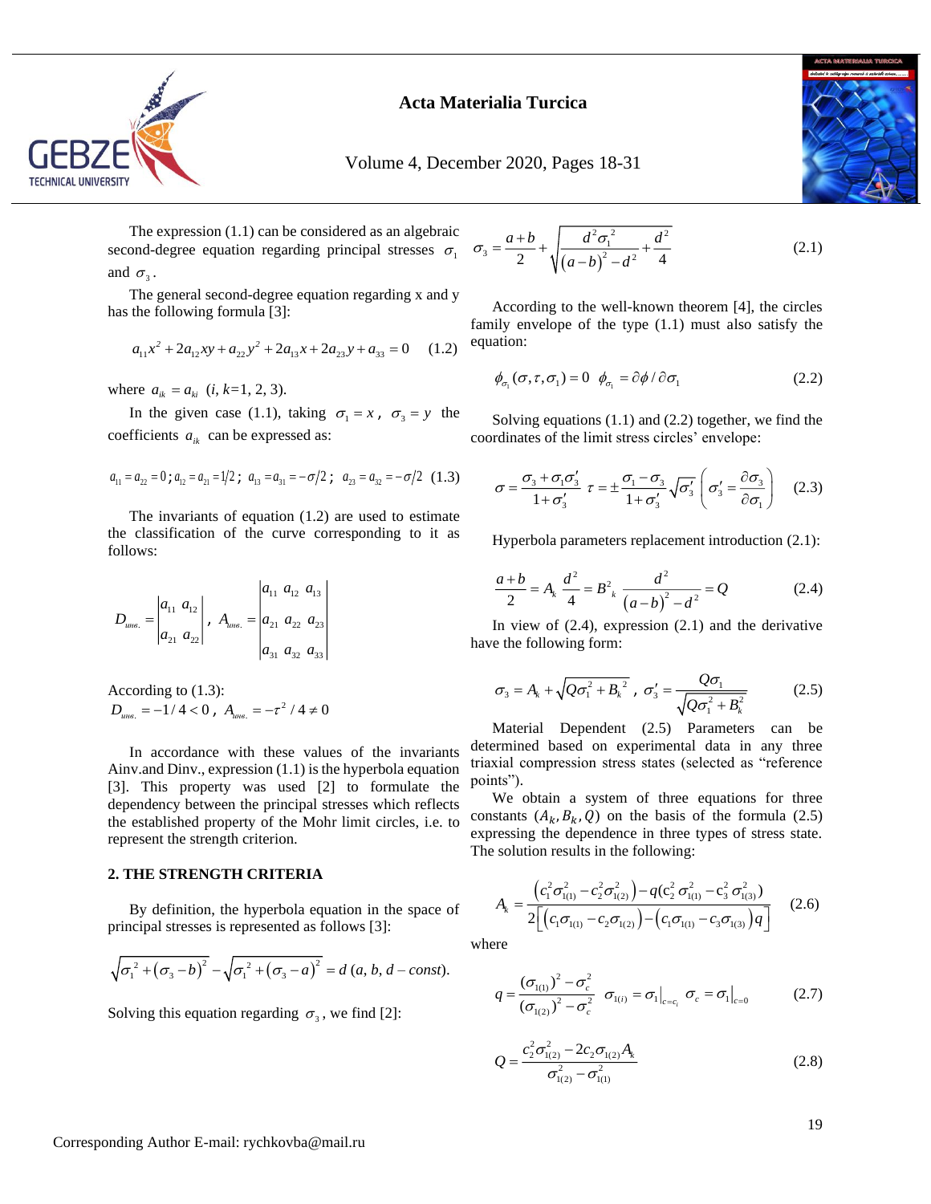The expression (1.1) can be considered as an algebraic second-degree equation regarding principal stresses $\sigma_1$ and $\sigma_3$.

The general second-degree equation regarding x and y has the following formula [3]:

$$a_{11}x^2 + 2a_{12}xy + a_{22}y^2 + 2a_{13}x + 2a_{23}y + a_{33} = 0 \quad (1.2)$$

where $a_{ik} = a_{ki}$ ($i, k$=1, 2, 3).

In the given case (1.1), taking $\sigma_1 = x$, $\sigma_3 = y$ the coefficients $a_{ik}$ can be expressed as:

$$a_{11} = a_{22} = 0;\ a_{12} = a_{21} = 1/2;\ a_{13} = a_{31} = -\sigma/2;\ a_{23} = a_{32} = -\sigma/2 \quad (1.3)$$

The invariants of equation (1.2) are used to estimate the classification of the curve corresponding to it as follows:

$$D_{инв.} = \begin{vmatrix} a_{11} & a_{12} \\ a_{21} & a_{22} \end{vmatrix},\ A_{инв.} = \begin{vmatrix} a_{11} & a_{12} & a_{13} \\ a_{21} & a_{22} & a_{23} \\ a_{31} & a_{32} & a_{33} \end{vmatrix}$$

According to (1.3):
$D_{инв.} = -1/4 < 0$, $A_{инв.} = -\tau^2/4 \neq 0$

In accordance with these values of the invariants Ainv.and Dinv., expression (1.1) is the hyperbola equation [3]. This property was used [2] to formulate the dependency between the principal stresses which reflects the established property of the Mohr limit circles, i.e. to represent the strength criterion.

## 2. THE STRENGTH CRITERIA

By definition, the hyperbola equation in the space of principal stresses is represented as follows [3]:

$$\sqrt{\sigma_1^2 + (\sigma_3 - b)^2} - \sqrt{\sigma_1^2 + (\sigma_3 - a)^2} = d \ (a, b, d - const).$$

Solving this equation regarding $\sigma_3$, we find [2]:

$$\sigma_3 = \frac{a+b}{2} + \sqrt{\frac{d^2\sigma_1^2}{(a-b)^2 - d^2} + \frac{d^2}{4}} \quad (2.1)$$

According to the well-known theorem [4], the circles family envelope of the type (1.1) must also satisfy the equation:

$$\phi_{\sigma_1}(\sigma, \tau, \sigma_1) = 0 \quad \phi_{\sigma_1} = \partial\phi / \partial\sigma_1 \quad (2.2)$$

Solving equations (1.1) and (2.2) together, we find the coordinates of the limit stress circles' envelope:

$$\sigma = \frac{\sigma_3 + \sigma_1\sigma_3'}{1+\sigma_3'} \quad \tau = \pm\frac{\sigma_1 - \sigma_3}{1+\sigma_3'}\sqrt{\sigma_3'} \quad \left(\sigma_3' = \frac{\partial\sigma_3}{\partial\sigma_1}\right) \quad (2.3)$$

Hyperbola parameters replacement introduction (2.1):

$$\frac{a+b}{2} = A_k \quad \frac{d^2}{4} = B^2{}_k \quad \frac{d^2}{(a-b)^2 - d^2} = Q \quad (2.4)$$

In view of (2.4), expression (2.1) and the derivative have the following form:

$$\sigma_3 = A_k + \sqrt{Q\sigma_1^2 + B_k{}^2},\ \sigma_3' = \frac{Q\sigma_1}{\sqrt{Q\sigma_1^2 + B_k^2}} \quad (2.5)$$

Material Dependent (2.5) Parameters can be determined based on experimental data in any three triaxial compression stress states (selected as "reference points").

We obtain a system of three equations for three constants ($A_k, B_k, Q$) on the basis of the formula (2.5) expressing the dependence in three types of stress state. The solution results in the following:

$$A_k = \frac{\left(c_1^2\sigma_{1(1)}^2 - c_2^2\sigma_{1(2)}^2\right) - q\left(c_2^2\sigma_{1(1)}^2 - c_3^2\sigma_{1(3)}^2\right)}{2\left[\left(c_1\sigma_{1(1)} - c_2\sigma_{1(2)}\right) - \left(c_1\sigma_{1(1)} - c_3\sigma_{1(3)}\right)q\right]} \quad (2.6)$$

where

$$q = \frac{(\sigma_{1(1)})^2 - \sigma_c^2}{(\sigma_{1(2)})^2 - \sigma_c^2} \quad \sigma_{1(i)} = \sigma_1\big|_{c=c_i} \quad \sigma_c = \sigma_1\big|_{c=0} \quad (2.7)$$

$$Q = \frac{c_2^2\sigma_{1(2)}^2 - 2c_2\sigma_{1(2)}A_k}{\sigma_{1(2)}^2 - \sigma_{1(1)}^2} \quad (2.8)$$

Corresponding Author E-mail: rychkovba@mail.ru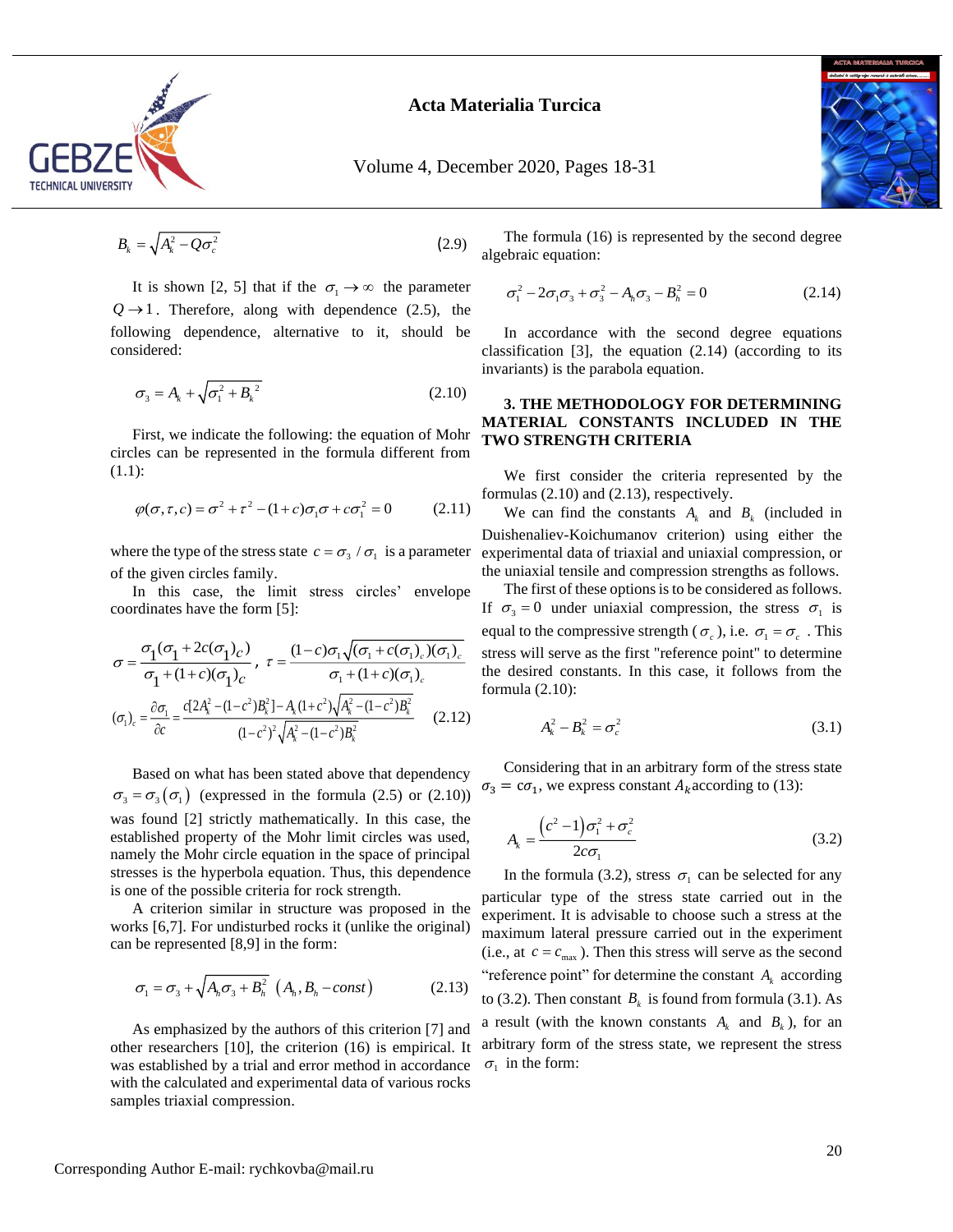$$B_k = \sqrt{A_k^2 - Q\sigma_c^2} \tag{2.9}$$

It is shown [2, 5] that if the $\sigma_1 \to \infty$ the parameter $Q \to 1$. Therefore, along with dependence (2.5), the following dependence, alternative to it, should be considered:

$$\sigma_3 = A_k + \sqrt{\sigma_1^2 + B_k{}^2} \tag{2.10}$$

First, we indicate the following: the equation of Mohr circles can be represented in the formula different from (1.1):

$$\varphi(\sigma,\tau,c) = \sigma^2 + \tau^2 - (1+c)\sigma_1\sigma + c\sigma_1^2 = 0 \tag{2.11}$$

where the type of the stress state $c = \sigma_3 / \sigma_1$ is a parameter of the given circles family.

In this case, the limit stress circles' envelope coordinates have the form [5]:

$$\sigma = \frac{\sigma_1(\sigma_1 + 2c(\sigma_1)_c)}{\sigma_1 + (1+c)(\sigma_1)_c},\ \tau = \frac{(1-c)\sigma_1\sqrt{(\sigma_1 + c(\sigma_1)_c)(\sigma_1)_c}}{\sigma_1 + (1+c)(\sigma_1)_c}$$

$$(\sigma_1)_c = \frac{\partial\sigma_1}{\partial c} = \frac{c[2A_k^2 - (1-c^2)B_k^2] - A_k(1+c^2)\sqrt{A_k^2 - (1-c^2)B_k^2}}{(1-c^2)^2\sqrt{A_k^2 - (1-c^2)B_k^2}} \tag{2.12}$$

Based on what has been stated above that dependency $\sigma_3 = \sigma_3(\sigma_1)$ (expressed in the formula (2.5) or (2.10)) was found [2] strictly mathematically. In this case, the established property of the Mohr limit circles was used, namely the Mohr circle equation in the space of principal stresses is the hyperbola equation. Thus, this dependence is one of the possible criteria for rock strength.

A criterion similar in structure was proposed in the works [6,7]. For undisturbed rocks it (unlike the original) can be represented [8,9] in the form:

$$\sigma_1 = \sigma_3 + \sqrt{A_h\sigma_3 + B_h^2}\ \ (A_h, B_h - const) \tag{2.13}$$

As emphasized by the authors of this criterion [7] and other researchers [10], the criterion (16) is empirical. It was established by a trial and error method in accordance with the calculated and experimental data of various rocks samples triaxial compression.

The formula (16) is represented by the second degree algebraic equation:

$$\sigma_1^2 - 2\sigma_1\sigma_3 + \sigma_3^2 - A_h\sigma_3 - B_h^2 = 0 \tag{2.14}$$

In accordance with the second degree equations classification [3], the equation (2.14) (according to its invariants) is the parabola equation.

## 3. THE METHODOLOGY FOR DETERMINING MATERIAL CONSTANTS INCLUDED IN THE TWO STRENGTH CRITERIA

We first consider the criteria represented by the formulas (2.10) and (2.13), respectively.

We can find the constants $A_k$ and $B_k$ (included in Duishenaliev-Koichumanov criterion) using either the experimental data of triaxial and uniaxial compression, or the uniaxial tensile and compression strengths as follows.

The first of these options is to be considered as follows. If $\sigma_3 = 0$ under uniaxial compression, the stress $\sigma_1$ is equal to the compressive strength ($\sigma_c$), i.e. $\sigma_1 = \sigma_c$. This stress will serve as the first "reference point" to determine the desired constants. In this case, it follows from the formula (2.10):

$$A_k^2 - B_k^2 = \sigma_c^2 \tag{3.1}$$

Considering that in an arbitrary form of the stress state $\sigma_3 = c\sigma_1$, we express constant $A_k$ according to (13):

$$A_k = \frac{(c^2-1)\sigma_1^2 + \sigma_c^2}{2c\sigma_1} \tag{3.2}$$

In the formula (3.2), stress $\sigma_1$ can be selected for any particular type of the stress state carried out in the experiment. It is advisable to choose such a stress at the maximum lateral pressure carried out in the experiment (i.e., at $c = c_{\max}$). Then this stress will serve as the second "reference point" for determine the constant $A_k$ according to (3.2). Then constant $B_k$ is found from formula (3.1). As a result (with the known constants $A_k$ and $B_k$), for an arbitrary form of the stress state, we represent the stress $\sigma_1$ in the form:

Corresponding Author E-mail: rychkovba@mail.ru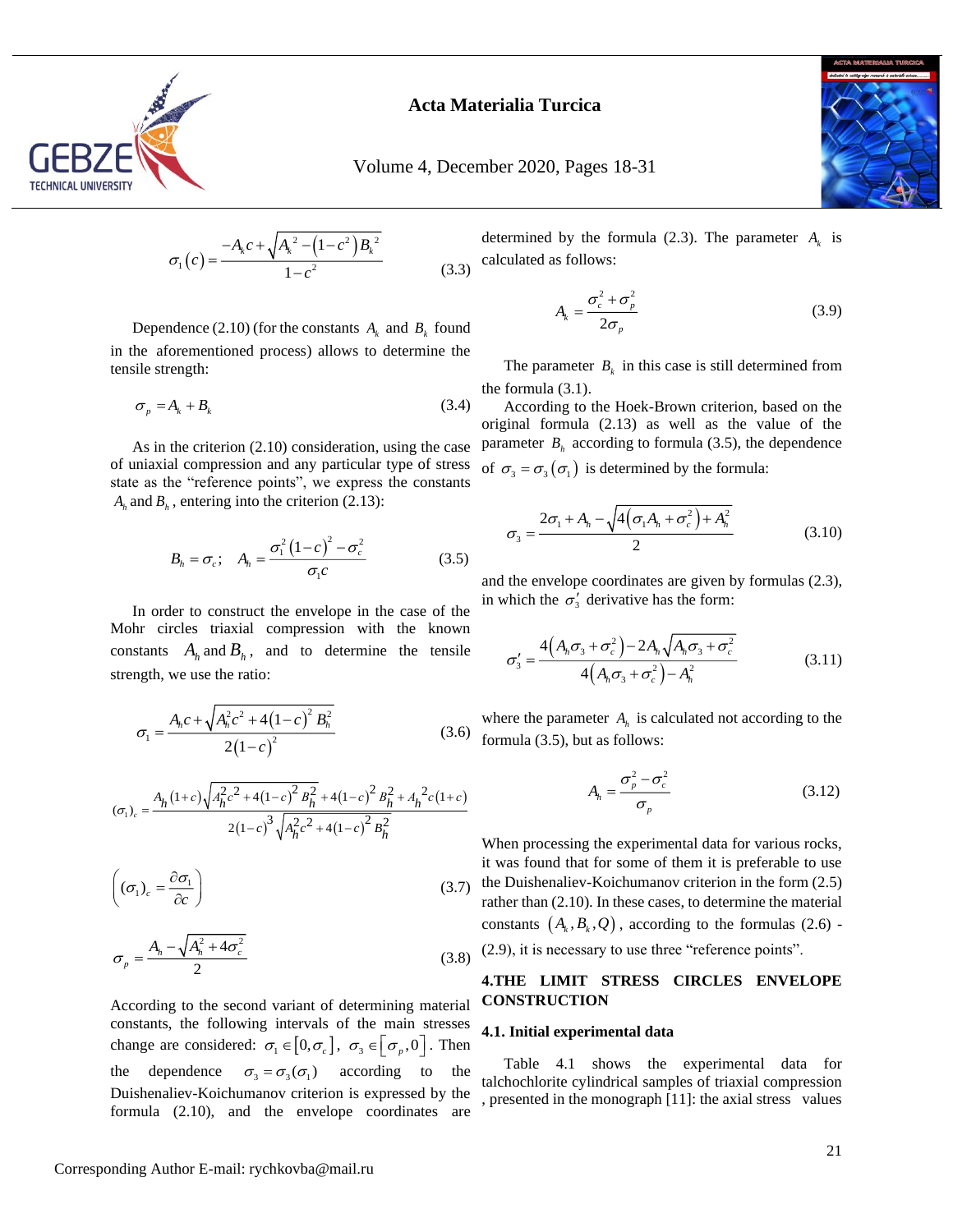$$\sigma_1(c) = \frac{-A_k c + \sqrt{A_k^2 - (1-c^2) B_k^2}}{1-c^2} \tag{3.3}$$

Dependence (2.10) (for the constants $A_k$ and $B_k$ found in the aforementioned process) allows to determine the tensile strength:

$$\sigma_p = A_k + B_k \tag{3.4}$$

As in the criterion (2.10) consideration, using the case of uniaxial compression and any particular type of stress state as the "reference points", we express the constants $A_h$ and $B_h$, entering into the criterion (2.13):

$$B_h = \sigma_c; \quad A_h = \frac{\sigma_1^2 (1-c)^2 - \sigma_c^2}{\sigma_1 c} \tag{3.5}$$

In order to construct the envelope in the case of the Mohr circles triaxial compression with the known constants $A_h$ and $B_h$, and to determine the tensile strength, we use the ratio:

$$\sigma_1 = \frac{A_h c + \sqrt{A_h^2 c^2 + 4(1-c)^2 B_h^2}}{2(1-c)^2} \tag{3.6}$$

$$(\sigma_1)_c = \frac{A_h (1+c)\sqrt{A_h^2 c^2 + 4(1-c)^2 B_h^2} + 4(1-c)^2 B_h^2 + A_h^2 c(1+c)}{2(1-c)^3 \sqrt{A_h^2 c^2 + 4(1-c)^2 B_h^2}}$$

$$\left( (\sigma_1)_c = \frac{\partial \sigma_1}{\partial c} \right) \tag{3.7}$$

$$\sigma_p = \frac{A_h - \sqrt{A_h^2 + 4\sigma_c^2}}{2} \tag{3.8}$$

According to the second variant of determining material constants, the following intervals of the main stresses change are considered: $\sigma_1 \in [0, \sigma_c]$, $\sigma_3 \in [\sigma_p, 0]$. Then the dependence $\sigma_3 = \sigma_3(\sigma_1)$ according to the Duishenaliev-Koichumanov criterion is expressed by the formula (2.10), and the envelope coordinates are determined by the formula (2.3). The parameter $A_k$ is calculated as follows:

$$A_k = \frac{\sigma_c^2 + \sigma_p^2}{2\sigma_p} \tag{3.9}$$

The parameter $B_k$ in this case is still determined from the formula (3.1).

According to the Hoek-Brown criterion, based on the original formula (2.13) as well as the value of the parameter $B_h$ according to formula (3.5), the dependence of $\sigma_3 = \sigma_3(\sigma_1)$ is determined by the formula:

$$\sigma_3 = \frac{2\sigma_1 + A_h - \sqrt{4(\sigma_1 A_h + \sigma_c^2) + A_h^2}}{2} \tag{3.10}$$

and the envelope coordinates are given by formulas (2.3), in which the $\sigma_3'$ derivative has the form:

$$\sigma_3' = \frac{4(A_h \sigma_3 + \sigma_c^2) - 2A_h \sqrt{A_h \sigma_3 + \sigma_c^2}}{4(A_h \sigma_3 + \sigma_c^2) - A_h^2} \tag{3.11}$$

where the parameter $A_h$ is calculated not according to the formula (3.5), but as follows:

$$A_h = \frac{\sigma_p^2 - \sigma_c^2}{\sigma_p} \tag{3.12}$$

When processing the experimental data for various rocks, it was found that for some of them it is preferable to use the Duishenaliev-Koichumanov criterion in the form (2.5) rather than (2.10). In these cases, to determine the material constants $(A_k, B_k, Q)$, according to the formulas (2.6) - (2.9), it is necessary to use three "reference points".

## 4. THE LIMIT STRESS CIRCLES ENVELOPE CONSTRUCTION

### 4.1. Initial experimental data

Table 4.1 shows the experimental data for talchochlorite cylindrical samples of triaxial compression , presented in the monograph [11]: the axial stress values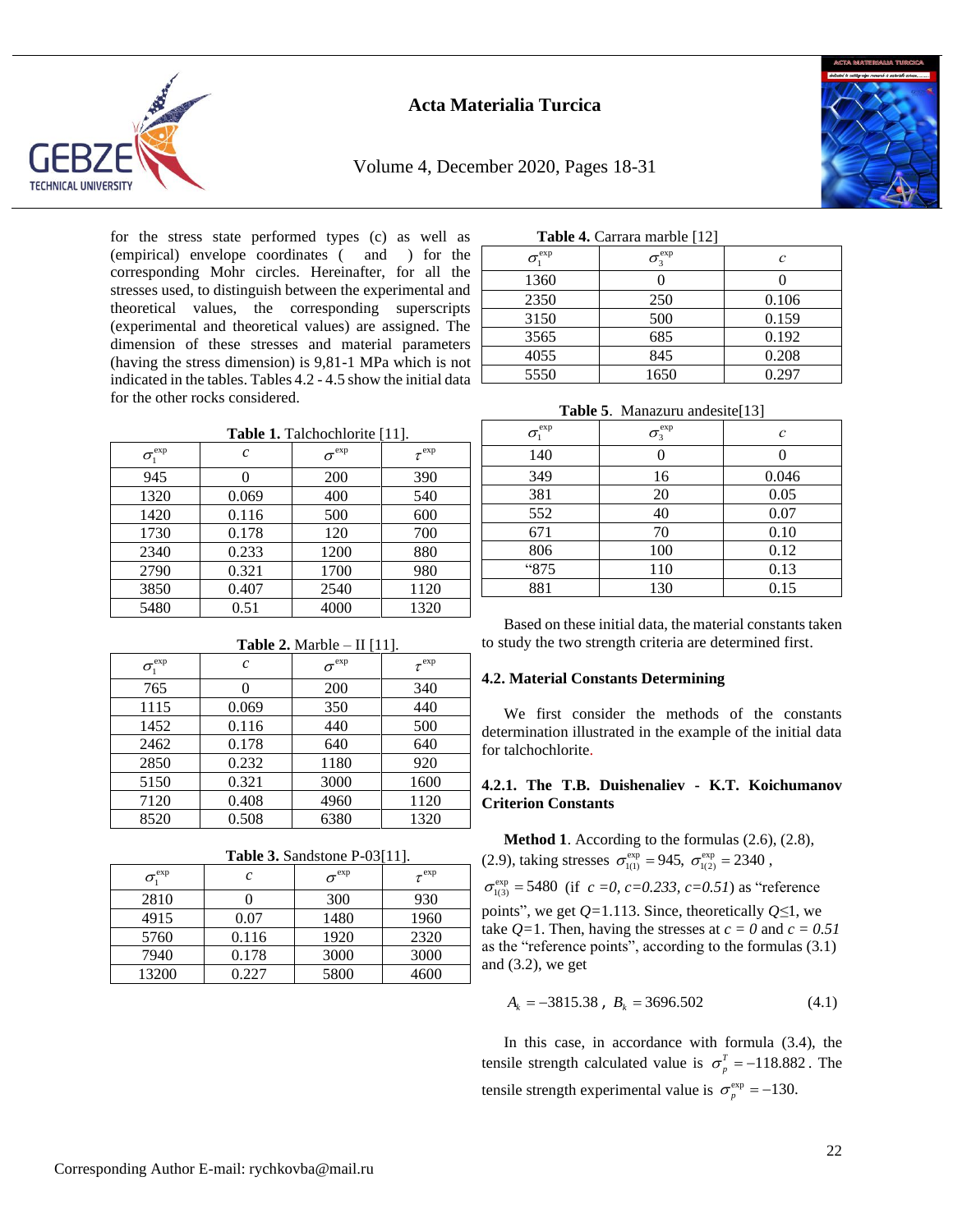for the stress state performed types (c) as well as (empirical) envelope coordinates (  and  ) for the corresponding Mohr circles. Hereinafter, for all the stresses used, to distinguish between the experimental and theoretical values, the corresponding superscripts (experimental and theoretical values) are assigned. The dimension of these stresses and material parameters (having the stress dimension) is 9,81-1 MPa which is not indicated in the tables. Tables 4.2 - 4.5 show the initial data for the other rocks considered.

**Table 1.** Talchochlorite [11].

| $\sigma_1^{exp}$ | $c$ | $\sigma^{exp}$ | $\tau^{exp}$ |
|---|---|---|---|
| 945 | 0 | 200 | 390 |
| 1320 | 0.069 | 400 | 540 |
| 1420 | 0.116 | 500 | 600 |
| 1730 | 0.178 | 120 | 700 |
| 2340 | 0.233 | 1200 | 880 |
| 2790 | 0.321 | 1700 | 980 |
| 3850 | 0.407 | 2540 | 1120 |
| 5480 | 0.51 | 4000 | 1320 |

**Table 2.** Marble – II [11].

| $\sigma_1^{exp}$ | $c$ | $\sigma^{exp}$ | $\tau^{exp}$ |
|---|---|---|---|
| 765 | 0 | 200 | 340 |
| 1115 | 0.069 | 350 | 440 |
| 1452 | 0.116 | 440 | 500 |
| 2462 | 0.178 | 640 | 640 |
| 2850 | 0.232 | 1180 | 920 |
| 5150 | 0.321 | 3000 | 1600 |
| 7120 | 0.408 | 4960 | 1120 |
| 8520 | 0.508 | 6380 | 1320 |

**Table 3.** Sandstone P-03[11].

| $\sigma_1^{exp}$ | $c$ | $\sigma^{exp}$ | $\tau^{exp}$ |
|---|---|---|---|
| 2810 | 0 | 300 | 930 |
| 4915 | 0.07 | 1480 | 1960 |
| 5760 | 0.116 | 1920 | 2320 |
| 7940 | 0.178 | 3000 | 3000 |
| 13200 | 0.227 | 5800 | 4600 |

**Table 4.** Carrara marble [12]

| $\sigma_1^{exp}$ | $\sigma_3^{exp}$ | $c$ |
|---|---|---|
| 1360 | 0 | 0 |
| 2350 | 250 | 0.106 |
| 3150 | 500 | 0.159 |
| 3565 | 685 | 0.192 |
| 4055 | 845 | 0.208 |
| 5550 | 1650 | 0.297 |

**Table 5.** Manazuru andesite[13]

| $\sigma_1^{exp}$ | $\sigma_3^{exp}$ | $c$ |
|---|---|---|
| 140 | 0 | 0 |
| 349 | 16 | 0.046 |
| 381 | 20 | 0.05 |
| 552 | 40 | 0.07 |
| 671 | 70 | 0.10 |
| 806 | 100 | 0.12 |
| “875 | 110 | 0.13 |
| 881 | 130 | 0.15 |

Based on these initial data, the material constants taken to study the two strength criteria are determined first.

### 4.2. Material Constants Determining

We first consider the methods of the constants determination illustrated in the example of the initial data for talchochlorite.

#### 4.2.1. The T.B. Duishenaliev - K.T. Koichumanov Criterion Constants

**Method 1**. According to the formulas (2.6), (2.8), (2.9), taking stresses $\sigma_{1(1)}^{exp} = 945$, $\sigma_{1(2)}^{exp} = 2340$, $\sigma_{1(3)}^{exp} = 5480$ (if $c = 0$, $c = 0.233$, $c = 0.51$) as “reference points”, we get $Q$=1.113. Since, theoretically $Q$≤1, we take $Q$=1. Then, having the stresses at $c = 0$ and $c = 0.51$ as the “reference points”, according to the formulas (3.1) and (3.2), we get

$$A_k = -3815.38\,,\ B_k = 3696.502 \qquad (4.1)$$

In this case, in accordance with formula (3.4), the tensile strength calculated value is $\sigma_p^T = -118.882$. The tensile strength experimental value is $\sigma_p^{exp} = -130$.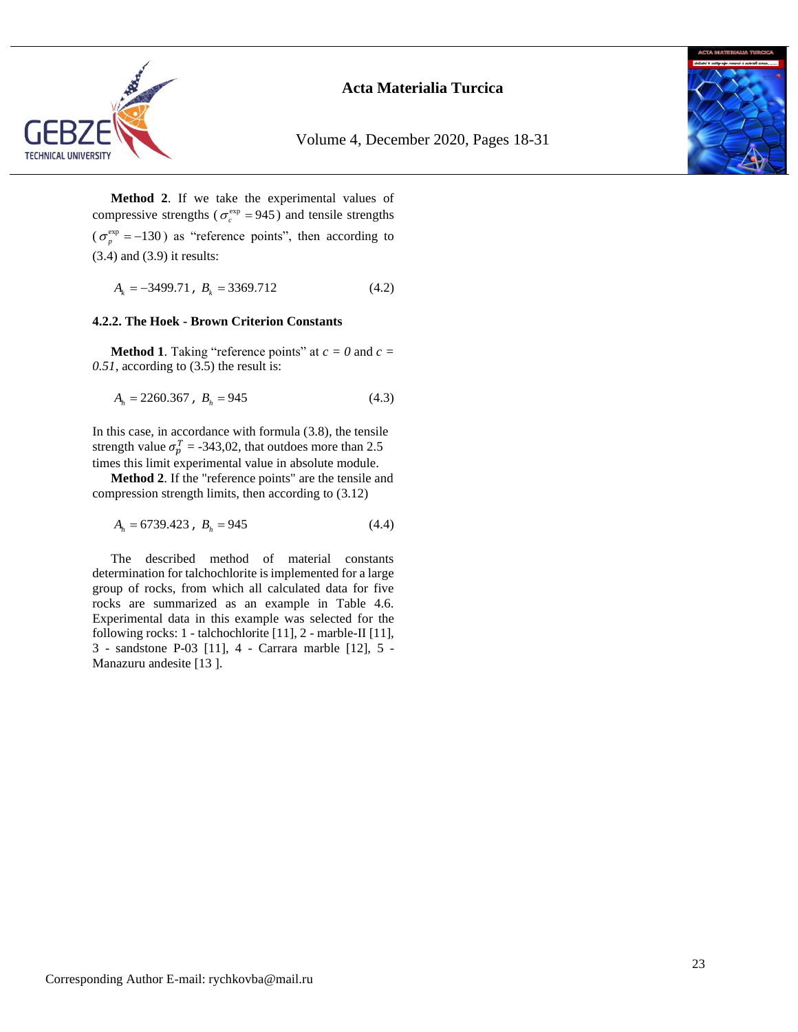**Method 2**. If we take the experimental values of compressive strengths ($\sigma_c^{\exp} = 945$) and tensile strengths ($\sigma_p^{\exp} = -130$) as "reference points", then according to (3.4) and (3.9) it results:

$$A_k = -3499.71 \,,\; B_k = 3369.712 \tag{4.2}$$

#### 4.2.2. The Hoek - Brown Criterion Constants

**Method 1**. Taking "reference points" at $c = 0$ and $c = 0.51$, according to (3.5) the result is:

$$A_h = 2260.367 \,,\; B_h = 945 \tag{4.3}$$

In this case, in accordance with formula (3.8), the tensile strength value $\sigma_p^T$ = -343,02, that outdoes more than 2.5 times this limit experimental value in absolute module.

**Method 2**. If the "reference points" are the tensile and compression strength limits, then according to (3.12)

$$A_h = 6739.423 \,,\; B_h = 945 \tag{4.4}$$

The described method of material constants determination for talchochlorite is implemented for a large group of rocks, from which all calculated data for five rocks are summarized as an example in Table 4.6. Experimental data in this example was selected for the following rocks: 1 - talchochlorite [11], 2 - marble-II [11], 3 - sandstone P-03 [11], 4 - Carrara marble [12], 5 - Manazuru andesite [13 ].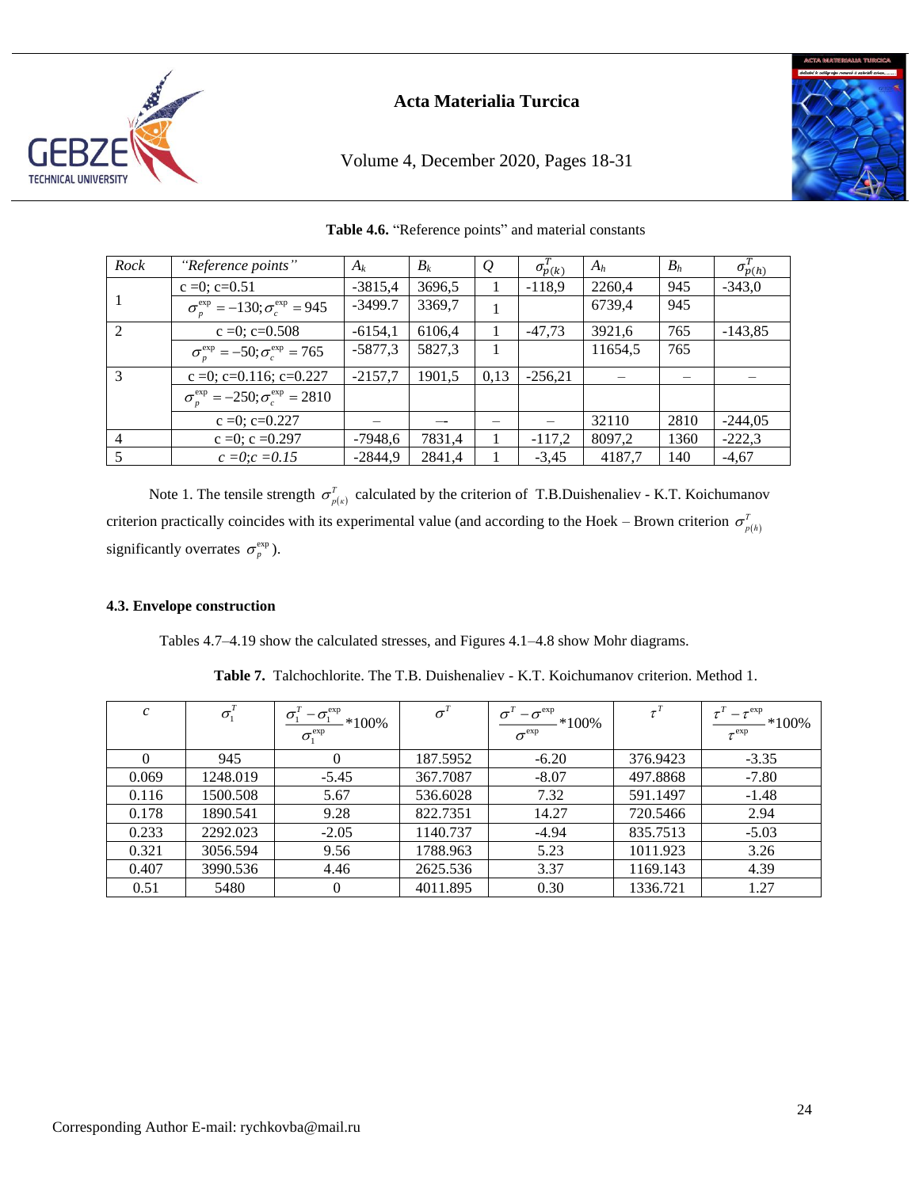**Table 4.6.** "Reference points" and material constants

| *Rock* | *"Reference points"* | $A_k$ | $B_k$ | $Q$ | $\sigma^T_{p(k)}$ | $A_h$ | $B_h$ | $\sigma^T_{p(h)}$ |
|---|---|---|---|---|---|---|---|---|
| 1 | c =0; c=0.51 | -3815,4 | 3696,5 | 1 | -118,9 | 2260,4 | 945 | -343,0 |
| | $\sigma_p^{\exp} = -130; \sigma_c^{\exp} = 945$ | -3499.7 | 3369,7 | 1 | | 6739,4 | 945 | |
| 2 | c =0; c=0.508 | -6154,1 | 6106,4 | 1 | -47,73 | 3921,6 | 765 | -143,85 |
| | $\sigma_p^{\exp} = -50; \sigma_c^{\exp} = 765$ | -5877,3 | 5827,3 | 1 | | 11654,5 | 765 | |
| 3 | c =0; c=0.116; c=0.227 | -2157,7 | 1901,5 | 0,13 | -256,21 | – | – | – |
| | $\sigma_p^{\exp} = -250; \sigma_c^{\exp} = 2810$ | | | | | | | |
| | c =0; c=0.227 | – | –- | – | – | 32110 | 2810 | -244,05 |
| 4 | c =0; c =0.297 | -7948,6 | 7831,4 | 1 | -117,2 | 8097,2 | 1360 | -222,3 |
| 5 | *c =0;c =0.15* | -2844,9 | 2841,4 | 1 | -3,45 | 4187,7 | 140 | -4,67 |

Note 1. The tensile strength $\sigma^T_{p(\kappa)}$ calculated by the criterion of T.B.Duishenaliev - K.T. Koichumanov criterion practically coincides with its experimental value (and according to the Hoek – Brown criterion $\sigma^T_{p(h)}$ significantly overrates $\sigma_p^{\exp}$).

### 4.3. Envelope construction

Tables 4.7–4.19 show the calculated stresses, and Figures 4.1–4.8 show Mohr diagrams.

**Table 7.** Talchochlorite. The T.B. Duishenaliev - K.T. Koichumanov criterion. Method 1.

| $c$ | $\sigma_1^T$ | $\frac{\sigma_1^T - \sigma_1^{\exp}}{\sigma_1^{\exp}}$*100% | $\sigma^T$ | $\frac{\sigma^T - \sigma^{\exp}}{\sigma^{\exp}}$*100% | $\tau^T$ | $\frac{\tau^T - \tau^{\exp}}{\tau^{\exp}}$*100% |
|---|---|---|---|---|---|---|
| 0 | 945 | 0 | 187.5952 | -6.20 | 376.9423 | -3.35 |
| 0.069 | 1248.019 | -5.45 | 367.7087 | -8.07 | 497.8868 | -7.80 |
| 0.116 | 1500.508 | 5.67 | 536.6028 | 7.32 | 591.1497 | -1.48 |
| 0.178 | 1890.541 | 9.28 | 822.7351 | 14.27 | 720.5466 | 2.94 |
| 0.233 | 2292.023 | -2.05 | 1140.737 | -4.94 | 835.7513 | -5.03 |
| 0.321 | 3056.594 | 9.56 | 1788.963 | 5.23 | 1011.923 | 3.26 |
| 0.407 | 3990.536 | 4.46 | 2625.536 | 3.37 | 1169.143 | 4.39 |
| 0.51 | 5480 | 0 | 4011.895 | 0.30 | 1336.721 | 1.27 |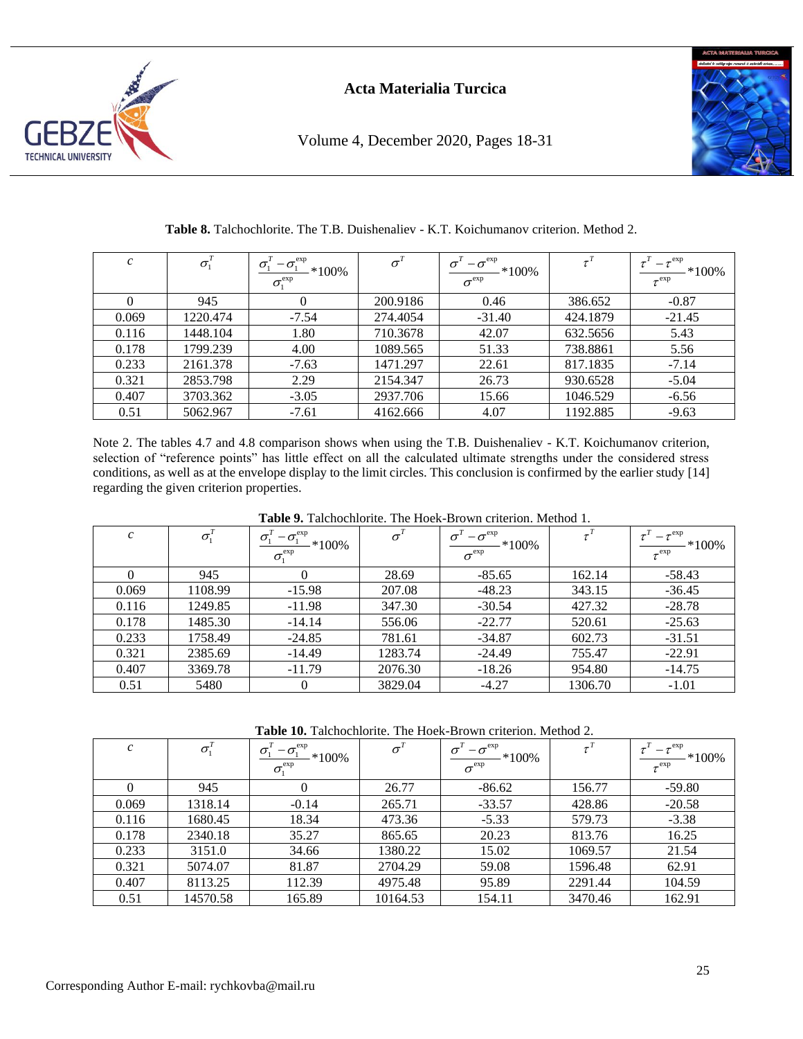**Table 8.** Talchochlorite. The T.B. Duishenaliev - K.T. Koichumanov criterion. Method 2.

| $c$ | $\sigma_1^T$ | $\frac{\sigma_1^T - \sigma_1^{\exp}}{\sigma_1^{\exp}}*100\%$ | $\sigma^T$ | $\frac{\sigma^T - \sigma^{\exp}}{\sigma^{\exp}}*100\%$ | $\tau^T$ | $\frac{\tau^T - \tau^{\exp}}{\tau^{\exp}}*100\%$ |
|---|---|---|---|---|---|---|
| 0 | 945 | 0 | 200.9186 | 0.46 | 386.652 | -0.87 |
| 0.069 | 1220.474 | -7.54 | 274.4054 | -31.40 | 424.1879 | -21.45 |
| 0.116 | 1448.104 | 1.80 | 710.3678 | 42.07 | 632.5656 | 5.43 |
| 0.178 | 1799.239 | 4.00 | 1089.565 | 51.33 | 738.8861 | 5.56 |
| 0.233 | 2161.378 | -7.63 | 1471.297 | 22.61 | 817.1835 | -7.14 |
| 0.321 | 2853.798 | 2.29 | 2154.347 | 26.73 | 930.6528 | -5.04 |
| 0.407 | 3703.362 | -3.05 | 2937.706 | 15.66 | 1046.529 | -6.56 |
| 0.51 | 5062.967 | -7.61 | 4162.666 | 4.07 | 1192.885 | -9.63 |

Note 2. The tables 4.7 and 4.8 comparison shows when using the T.B. Duishenaliev - K.T. Koichumanov criterion, selection of "reference points" has little effect on all the calculated ultimate strengths under the considered stress conditions, as well as at the envelope display to the limit circles. This conclusion is confirmed by the earlier study [14] regarding the given criterion properties.

**Table 9.** Talchochlorite. The Hoek-Brown criterion. Method 1.

| $c$ | $\sigma_1^T$ | $\frac{\sigma_1^T - \sigma_1^{\exp}}{\sigma_1^{\exp}}*100\%$ | $\sigma^T$ | $\frac{\sigma^T - \sigma^{\exp}}{\sigma^{\exp}}*100\%$ | $\tau^T$ | $\frac{\tau^T - \tau^{\exp}}{\tau^{\exp}}*100\%$ |
|---|---|---|---|---|---|---|
| 0 | 945 | 0 | 28.69 | -85.65 | 162.14 | -58.43 |
| 0.069 | 1108.99 | -15.98 | 207.08 | -48.23 | 343.15 | -36.45 |
| 0.116 | 1249.85 | -11.98 | 347.30 | -30.54 | 427.32 | -28.78 |
| 0.178 | 1485.30 | -14.14 | 556.06 | -22.77 | 520.61 | -25.63 |
| 0.233 | 1758.49 | -24.85 | 781.61 | -34.87 | 602.73 | -31.51 |
| 0.321 | 2385.69 | -14.49 | 1283.74 | -24.49 | 755.47 | -22.91 |
| 0.407 | 3369.78 | -11.79 | 2076.30 | -18.26 | 954.80 | -14.75 |
| 0.51 | 5480 | 0 | 3829.04 | -4.27 | 1306.70 | -1.01 |

**Table 10.** Talchochlorite. The Hoek-Brown criterion. Method 2.

| $c$ | $\sigma_1^T$ | $\frac{\sigma_1^T - \sigma_1^{\exp}}{\sigma_1^{\exp}}*100\%$ | $\sigma^T$ | $\frac{\sigma^T - \sigma^{\exp}}{\sigma^{\exp}}*100\%$ | $\tau^T$ | $\frac{\tau^T - \tau^{\exp}}{\tau^{\exp}}*100\%$ |
|---|---|---|---|---|---|---|
| 0 | 945 | 0 | 26.77 | -86.62 | 156.77 | -59.80 |
| 0.069 | 1318.14 | -0.14 | 265.71 | -33.57 | 428.86 | -20.58 |
| 0.116 | 1680.45 | 18.34 | 473.36 | -5.33 | 579.73 | -3.38 |
| 0.178 | 2340.18 | 35.27 | 865.65 | 20.23 | 813.76 | 16.25 |
| 0.233 | 3151.0 | 34.66 | 1380.22 | 15.02 | 1069.57 | 21.54 |
| 0.321 | 5074.07 | 81.87 | 2704.29 | 59.08 | 1596.48 | 62.91 |
| 0.407 | 8113.25 | 112.39 | 4975.48 | 95.89 | 2291.44 | 104.59 |
| 0.51 | 14570.58 | 165.89 | 10164.53 | 154.11 | 3470.46 | 162.91 |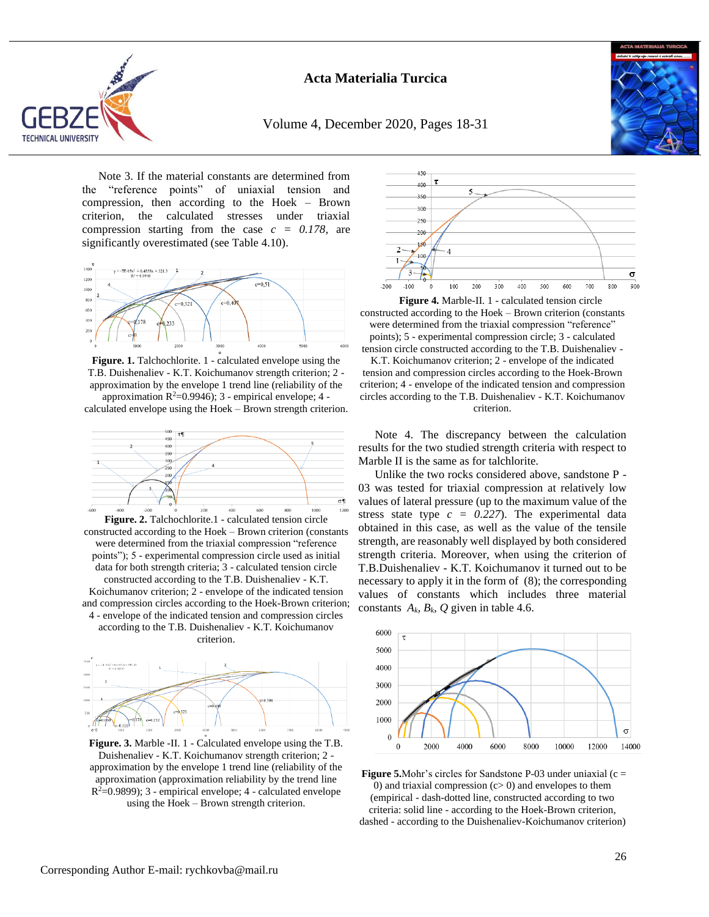Note 3. If the material constants are determined from the "reference points" of uniaxial tension and compression, then according to the Hoek – Brown criterion, the calculated stresses under triaxial compression starting from the case $c = 0.178$, are significantly overestimated (see Table 4.10).

**Figure. 1.** Talchochlorite. 1 - calculated envelope using the T.B. Duishenaliev - K.T. Koichumanov strength criterion; 2 - approximation by the envelope 1 trend line (reliability of the approximation $R^2$=0.9946); 3 - empirical envelope; 4 - calculated envelope using the Hoek – Brown strength criterion.

**Figure. 2.** Talchochlorite.1 - calculated tension circle constructed according to the Hoek – Brown criterion (constants were determined from the triaxial compression "reference points"); 5 - experimental compression circle used as initial data for both strength criteria; 3 - calculated tension circle constructed according to the T.B. Duishenaliev - K.T. Koichumanov criterion; 2 - envelope of the indicated tension and compression circles according to the Hoek-Brown criterion; 4 - envelope of the indicated tension and compression circles according to the T.B. Duishenaliev - K.T. Koichumanov criterion.

**Figure. 3.** Marble -II. 1 - Calculated envelope using the T.B. Duishenaliev - K.T. Koichumanov strength criterion; 2 - approximation by the envelope 1 trend line (reliability of the approximation (approximation reliability by the trend line $R^2$=0.9899); 3 - empirical envelope; 4 - calculated envelope using the Hoek – Brown strength criterion.

**Figure 4.** Marble-II. 1 - calculated tension circle constructed according to the Hoek – Brown criterion (constants were determined from the triaxial compression "reference" points); 5 - experimental compression circle; 3 - calculated tension circle constructed according to the T.B. Duishenaliev - K.T. Koichumanov criterion; 2 - envelope of the indicated tension and compression circles according to the Hoek-Brown criterion; 4 - envelope of the indicated tension and compression circles according to the T.B. Duishenaliev - K.T. Koichumanov criterion.

Note 4. The discrepancy between the calculation results for the two studied strength criteria with respect to Marble II is the same as for talchlorite.

Unlike the two rocks considered above, sandstone P - 03 was tested for triaxial compression at relatively low values of lateral pressure (up to the maximum value of the stress state type $c = 0.227$). The experimental data obtained in this case, as well as the value of the tensile strength, are reasonably well displayed by both considered strength criteria. Moreover, when using the criterion of T.B.Duishenaliev - K.T. Koichumanov it turned out to be necessary to apply it in the form of (8); the corresponding values of constants which includes three material constants $A_k$, $B_k$, $Q$ given in table 4.6.

**Figure 5.**Mohr's circles for Sandstone P-03 under uniaxial (c = 0) and triaxial compression (c> 0) and envelopes to them (empirical - dash-dotted line, constructed according to two criteria: solid line - according to the Hoek-Brown criterion, dashed - according to the Duishenaliev-Koichumanov criterion)

Corresponding Author E-mail: rychkovba@mail.ru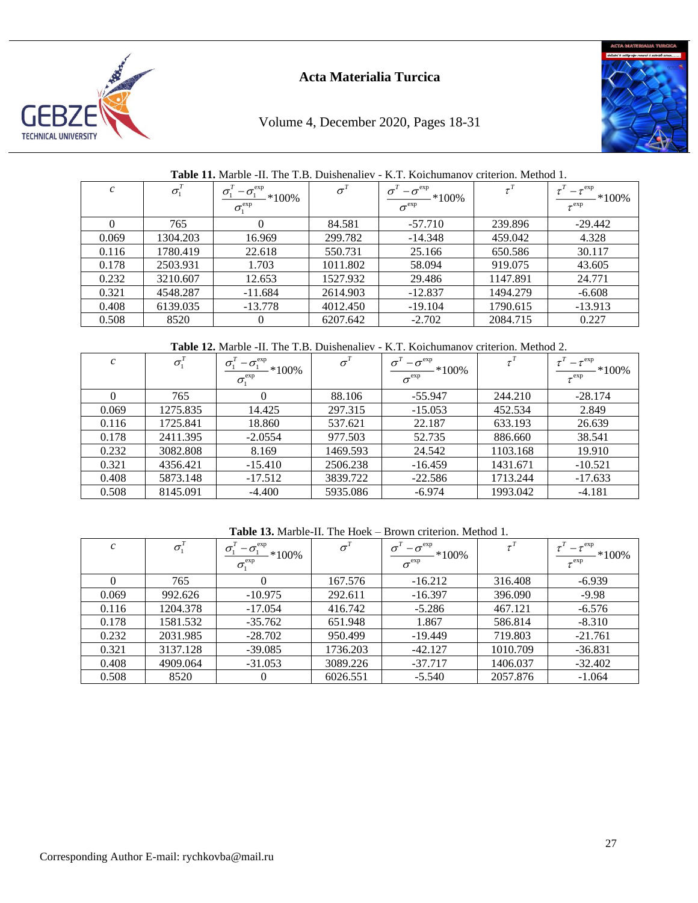**Table 11.** Marble -II. The T.B. Duishenaliev - K.T. Koichumanov criterion. Method 1.

| $c$ | $\sigma_1^T$ | $\frac{\sigma_1^T - \sigma_1^{\exp}}{\sigma_1^{\exp}}$*100% | $\sigma^T$ | $\frac{\sigma^T - \sigma^{\exp}}{\sigma^{\exp}}$*100% | $\tau^T$ | $\frac{\tau^T - \tau^{\exp}}{\tau^{\exp}}$*100% |
|---|---|---|---|---|---|---|
| 0 | 765 | 0 | 84.581 | -57.710 | 239.896 | -29.442 |
| 0.069 | 1304.203 | 16.969 | 299.782 | -14.348 | 459.042 | 4.328 |
| 0.116 | 1780.419 | 22.618 | 550.731 | 25.166 | 650.586 | 30.117 |
| 0.178 | 2503.931 | 1.703 | 1011.802 | 58.094 | 919.075 | 43.605 |
| 0.232 | 3210.607 | 12.653 | 1527.932 | 29.486 | 1147.891 | 24.771 |
| 0.321 | 4548.287 | -11.684 | 2614.903 | -12.837 | 1494.279 | -6.608 |
| 0.408 | 6139.035 | -13.778 | 4012.450 | -19.104 | 1790.615 | -13.913 |
| 0.508 | 8520 | 0 | 6207.642 | -2.702 | 2084.715 | 0.227 |

**Table 12.** Marble -II. The T.B. Duishenaliev - K.T. Koichumanov criterion. Method 2.

| $c$ | $\sigma_1^T$ | $\frac{\sigma_1^T - \sigma_1^{\exp}}{\sigma_1^{\exp}}$*100% | $\sigma^T$ | $\frac{\sigma^T - \sigma^{\exp}}{\sigma^{\exp}}$*100% | $\tau^T$ | $\frac{\tau^T - \tau^{\exp}}{\tau^{\exp}}$*100% |
|---|---|---|---|---|---|---|
| 0 | 765 | 0 | 88.106 | -55.947 | 244.210 | -28.174 |
| 0.069 | 1275.835 | 14.425 | 297.315 | -15.053 | 452.534 | 2.849 |
| 0.116 | 1725.841 | 18.860 | 537.621 | 22.187 | 633.193 | 26.639 |
| 0.178 | 2411.395 | -2.0554 | 977.503 | 52.735 | 886.660 | 38.541 |
| 0.232 | 3082.808 | 8.169 | 1469.593 | 24.542 | 1103.168 | 19.910 |
| 0.321 | 4356.421 | -15.410 | 2506.238 | -16.459 | 1431.671 | -10.521 |
| 0.408 | 5873.148 | -17.512 | 3839.722 | -22.586 | 1713.244 | -17.633 |
| 0.508 | 8145.091 | -4.400 | 5935.086 | -6.974 | 1993.042 | -4.181 |

**Table 13.** Marble-II. The Hoek – Brown criterion. Method 1.

| $c$ | $\sigma_1^T$ | $\frac{\sigma_1^T - \sigma_1^{\exp}}{\sigma_1^{\exp}}$*100% | $\sigma^T$ | $\frac{\sigma^T - \sigma^{\exp}}{\sigma^{\exp}}$*100% | $\tau^T$ | $\frac{\tau^T - \tau^{\exp}}{\tau^{\exp}}$*100% |
|---|---|---|---|---|---|---|
| 0 | 765 | 0 | 167.576 | -16.212 | 316.408 | -6.939 |
| 0.069 | 992.626 | -10.975 | 292.611 | -16.397 | 396.090 | -9.98 |
| 0.116 | 1204.378 | -17.054 | 416.742 | -5.286 | 467.121 | -6.576 |
| 0.178 | 1581.532 | -35.762 | 651.948 | 1.867 | 586.814 | -8.310 |
| 0.232 | 2031.985 | -28.702 | 950.499 | -19.449 | 719.803 | -21.761 |
| 0.321 | 3137.128 | -39.085 | 1736.203 | -42.127 | 1010.709 | -36.831 |
| 0.408 | 4909.064 | -31.053 | 3089.226 | -37.717 | 1406.037 | -32.402 |
| 0.508 | 8520 | 0 | 6026.551 | -5.540 | 2057.876 | -1.064 |

Corresponding Author E-mail: rychkovba@mail.ru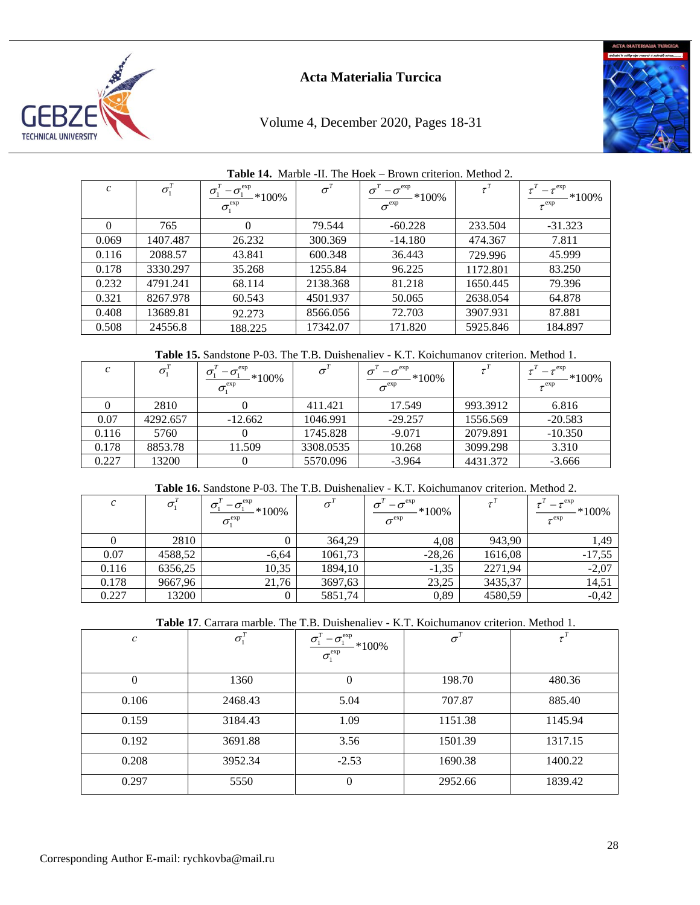**Table 14.** Marble -II. The Hoek – Brown criterion. Method 2.

| $c$ | $\sigma_1^T$ | $\frac{\sigma_1^T - \sigma_1^{exp}}{\sigma_1^{exp}}$*100% | $\sigma^T$ | $\frac{\sigma^T - \sigma^{exp}}{\sigma^{exp}}$*100% | $\tau^T$ | $\frac{\tau^T - \tau^{exp}}{\tau^{exp}}$*100% |
|---|---|---|---|---|---|---|
| 0 | 765 | 0 | 79.544 | -60.228 | 233.504 | -31.323 |
| 0.069 | 1407.487 | 26.232 | 300.369 | -14.180 | 474.367 | 7.811 |
| 0.116 | 2088.57 | 43.841 | 600.348 | 36.443 | 729.996 | 45.999 |
| 0.178 | 3330.297 | 35.268 | 1255.84 | 96.225 | 1172.801 | 83.250 |
| 0.232 | 4791.241 | 68.114 | 2138.368 | 81.218 | 1650.445 | 79.396 |
| 0.321 | 8267.978 | 60.543 | 4501.937 | 50.065 | 2638.054 | 64.878 |
| 0.408 | 13689.81 | 92.273 | 8566.056 | 72.703 | 3907.931 | 87.881 |
| 0.508 | 24556.8 | 188.225 | 17342.07 | 171.820 | 5925.846 | 184.897 |

**Table 15.** Sandstone P-03. The T.B. Duishenaliev - K.T. Koichumanov criterion. Method 1.

| $c$ | $\sigma_1^T$ | $\frac{\sigma_1^T - \sigma_1^{exp}}{\sigma_1^{exp}}$*100% | $\sigma^T$ | $\frac{\sigma^T - \sigma^{exp}}{\sigma^{exp}}$*100% | $\tau^T$ | $\frac{\tau^T - \tau^{exp}}{\tau^{exp}}$*100% |
|---|---|---|---|---|---|---|
| 0 | 2810 | 0 | 411.421 | 17.549 | 993.3912 | 6.816 |
| 0.07 | 4292.657 | -12.662 | 1046.991 | -29.257 | 1556.569 | -20.583 |
| 0.116 | 5760 | 0 | 1745.828 | -9.071 | 2079.891 | -10.350 |
| 0.178 | 8853.78 | 11.509 | 3308.0535 | 10.268 | 3099.298 | 3.310 |
| 0.227 | 13200 | 0 | 5570.096 | -3.964 | 4431.372 | -3.666 |

**Table 16.** Sandstone P-03. The T.B. Duishenaliev - K.T. Koichumanov criterion. Method 2.

| $c$ | $\sigma_1^T$ | $\frac{\sigma_1^T - \sigma_1^{exp}}{\sigma_1^{exp}}$*100% | $\sigma^T$ | $\frac{\sigma^T - \sigma^{exp}}{\sigma^{exp}}$*100% | $\tau^T$ | $\frac{\tau^T - \tau^{exp}}{\tau^{exp}}$*100% |
|---|---|---|---|---|---|---|
| 0 | 2810 | 0 | 364,29 | 4,08 | 943,90 | 1,49 |
| 0.07 | 4588,52 | -6,64 | 1061,73 | -28,26 | 1616,08 | -17,55 |
| 0.116 | 6356,25 | 10,35 | 1894,10 | -1,35 | 2271,94 | -2,07 |
| 0.178 | 9667,96 | 21,76 | 3697,63 | 23,25 | 3435,37 | 14,51 |
| 0.227 | 13200 | 0 | 5851,74 | 0,89 | 4580,59 | -0,42 |

**Table 17**. Carrara marble. The T.B. Duishenaliev - K.T. Koichumanov criterion. Method 1.

| $c$ | $\sigma_1^T$ | $\frac{\sigma_1^T - \sigma_1^{exp}}{\sigma_1^{exp}}$*100% | $\sigma^T$ | $\tau^T$ |
|---|---|---|---|---|
| 0 | 1360 | 0 | 198.70 | 480.36 |
| 0.106 | 2468.43 | 5.04 | 707.87 | 885.40 |
| 0.159 | 3184.43 | 1.09 | 1151.38 | 1145.94 |
| 0.192 | 3691.88 | 3.56 | 1501.39 | 1317.15 |
| 0.208 | 3952.34 | -2.53 | 1690.38 | 1400.22 |
| 0.297 | 5550 | 0 | 2952.66 | 1839.42 |

Corresponding Author E-mail: rychkovba@mail.ru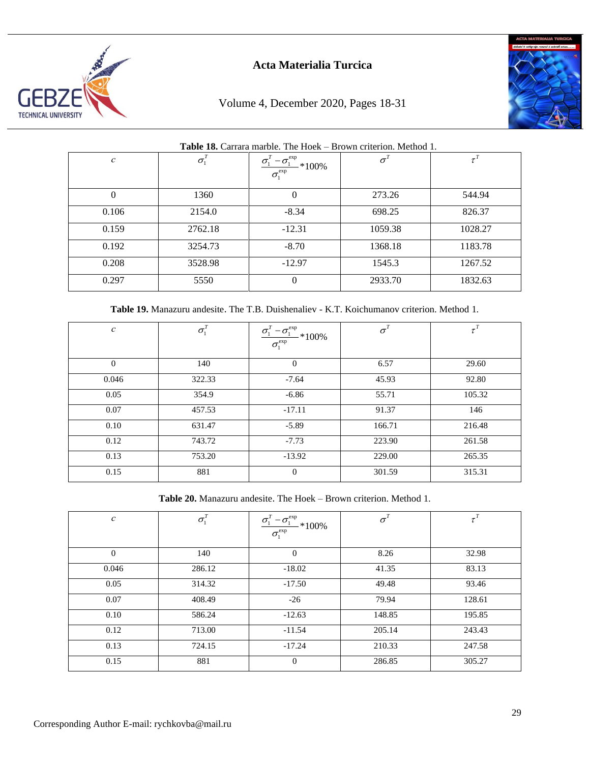**Table 18.** Carrara marble. The Hoek – Brown criterion. Method 1.

| $c$ | $\sigma_1^T$ | $\frac{\sigma_1^T - \sigma_1^{\exp}}{\sigma_1^{\exp}}*100\%$ | $\sigma^T$ | $\tau^T$ |
|---|---|---|---|---|
| 0 | 1360 | 0 | 273.26 | 544.94 |
| 0.106 | 2154.0 | -8.34 | 698.25 | 826.37 |
| 0.159 | 2762.18 | -12.31 | 1059.38 | 1028.27 |
| 0.192 | 3254.73 | -8.70 | 1368.18 | 1183.78 |
| 0.208 | 3528.98 | -12.97 | 1545.3 | 1267.52 |
| 0.297 | 5550 | 0 | 2933.70 | 1832.63 |

**Table 19.** Manazuru andesite. The T.B. Duishenaliev - K.T. Koichumanov criterion. Method 1.

| $c$ | $\sigma_1^T$ | $\frac{\sigma_1^T - \sigma_1^{\exp}}{\sigma_1^{\exp}}*100\%$ | $\sigma^T$ | $\tau^T$ |
|---|---|---|---|---|
| 0 | 140 | 0 | 6.57 | 29.60 |
| 0.046 | 322.33 | -7.64 | 45.93 | 92.80 |
| 0.05 | 354.9 | -6.86 | 55.71 | 105.32 |
| 0.07 | 457.53 | -17.11 | 91.37 | 146 |
| 0.10 | 631.47 | -5.89 | 166.71 | 216.48 |
| 0.12 | 743.72 | -7.73 | 223.90 | 261.58 |
| 0.13 | 753.20 | -13.92 | 229.00 | 265.35 |
| 0.15 | 881 | 0 | 301.59 | 315.31 |

**Table 20.** Manazuru andesite. The Hoek – Brown criterion. Method 1.

| $c$ | $\sigma_1^T$ | $\frac{\sigma_1^T - \sigma_1^{\exp}}{\sigma_1^{\exp}}*100\%$ | $\sigma^T$ | $\tau^T$ |
|---|---|---|---|---|
| 0 | 140 | 0 | 8.26 | 32.98 |
| 0.046 | 286.12 | -18.02 | 41.35 | 83.13 |
| 0.05 | 314.32 | -17.50 | 49.48 | 93.46 |
| 0.07 | 408.49 | -26 | 79.94 | 128.61 |
| 0.10 | 586.24 | -12.63 | 148.85 | 195.85 |
| 0.12 | 713.00 | -11.54 | 205.14 | 243.43 |
| 0.13 | 724.15 | -17.24 | 210.33 | 247.58 |
| 0.15 | 881 | 0 | 286.85 | 305.27 |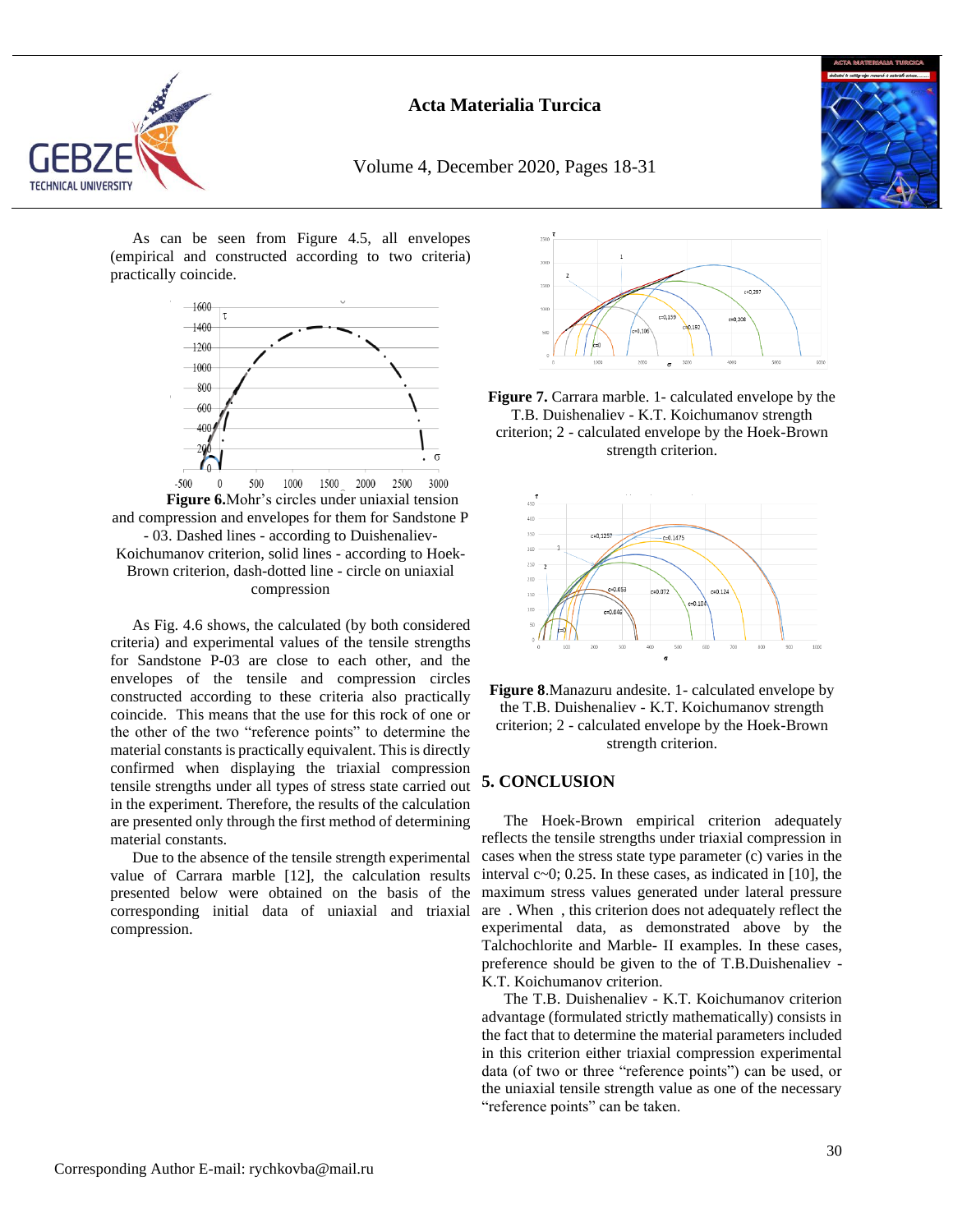As can be seen from Figure 4.5, all envelopes (empirical and constructed according to two criteria) practically coincide.

**Figure 6.**Mohr's circles under uniaxial tension and compression and envelopes for them for Sandstone P - 03. Dashed lines - according to Duishenaliev-Koichumanov criterion, solid lines - according to Hoek-Brown criterion, dash-dotted line - circle on uniaxial compression

As Fig. 4.6 shows, the calculated (by both considered criteria) and experimental values of the tensile strengths for Sandstone P-03 are close to each other, and the envelopes of the tensile and compression circles constructed according to these criteria also practically coincide. This means that the use for this rock of one or the other of the two "reference points" to determine the material constants is practically equivalent. This is directly confirmed when displaying the triaxial compression tensile strengths under all types of stress state carried out in the experiment. Therefore, the results of the calculation are presented only through the first method of determining material constants.

Due to the absence of the tensile strength experimental value of Carrara marble [12], the calculation results presented below were obtained on the basis of the corresponding initial data of uniaxial and triaxial compression.

**Figure 7.** Carrara marble. 1- calculated envelope by the T.B. Duishenaliev - K.T. Koichumanov strength criterion; 2 - calculated envelope by the Hoek-Brown strength criterion.

**Figure 8**.Manazuru andesite. 1- calculated envelope by the T.B. Duishenaliev - K.T. Koichumanov strength criterion; 2 - calculated envelope by the Hoek-Brown strength criterion.

## 5. CONCLUSION

The Hoek-Brown empirical criterion adequately reflects the tensile strengths under triaxial compression in cases when the stress state type parameter (c) varies in the interval c~0; 0.25. In these cases, as indicated in [10], the maximum stress values generated under lateral pressure are . When , this criterion does not adequately reflect the experimental data, as demonstrated above by the Talchochlorite and Marble- II examples. In these cases, preference should be given to the of T.B.Duishenaliev - K.T. Koichumanov criterion.

The T.B. Duishenaliev - K.T. Koichumanov criterion advantage (formulated strictly mathematically) consists in the fact that to determine the material parameters included in this criterion either triaxial compression experimental data (of two or three "reference points") can be used, or the uniaxial tensile strength value as one of the necessary "reference points" can be taken.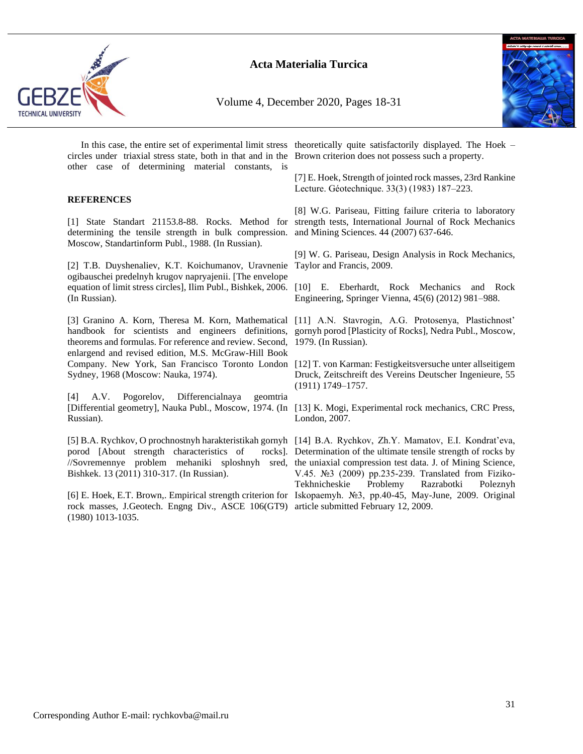In this case, the entire set of experimental limit stress circles under triaxial stress state, both in that and in the other case of determining material constants, is theoretically quite satisfactorily displayed. The Hoek – Brown criterion does not possess such a property.

## REFERENCES

[1] State Standart 21153.8-88. Rocks. Method for determining the tensile strength in bulk compression. Moscow, Standartinform Publ., 1988. (In Russian).

[2] T.B. Duyshenaliev, K.T. Koichumanov, Uravnenie ogibauschei predelnyh krugov napryajenii. [The envelope equation of limit stress circles], Ilim Publ., Bishkek, 2006. (In Russian).

[3] Granino A. Korn, Theresa M. Korn, Mathematical handbook for scientists and engineers definitions, theorems and formulas. For reference and review. Second, enlargend and revised edition, M.S. McGraw-Hill Book Company. New York, San Francisco Toronto London Sydney, 1968 (Moscow: Nauka, 1974).

[4] A.V. Pogorelov, Differencialnaya geomtria [Differential geometry], Nauka Publ., Moscow, 1974. (In Russian).

[5] B.A. Rychkov, O prochnostnyh harakteristikah gornyh porod [About strength characteristics of rocks]. //Sovremennye problem mehaniki sploshnyh sred, Bishkek. 13 (2011) 310-317. (In Russian).

[6] E. Hoek, E.T. Brown,. Empirical strength criterion for rock masses, J.Geotech. Engng Div., ASCE 106(GT9) (1980) 1013-1035.

[7] E. Hoek, Strength of jointed rock masses, 23rd Rankine Lecture. Géotechnique. 33(3) (1983) 187–223.

[8] W.G. Pariseau, Fitting failure criteria to laboratory strength tests, International Journal of Rock Mechanics and Mining Sciences. 44 (2007) 637-646.

[9] W. G. Pariseau, Design Analysis in Rock Mechanics, Taylor and Francis, 2009.

[10] E. Eberhardt, Rock Mechanics and Rock Engineering, Springer Vienna, 45(6) (2012) 981–988.

[11] A.N. Stavrogin, A.G. Protosenya, Plastichnost' gornyh porod [Plasticity of Rocks], Nedra Publ., Moscow, 1979. (In Russian).

[12] T. von Karman: Festigkeitsversuche unter allseitigem Druck, Zeitschreift des Vereins Deutscher Ingenieure, 55 (1911) 1749–1757.

[13] K. Mogi, Experimental rock mechanics, CRC Press, London, 2007.

[14] B.A. Rychkov, Zh.Y. Mamatov, E.I. Kondrat'eva, Determination of the ultimate tensile strength of rocks by the uniaxial compression test data. J. of Mining Science, V.45. №3 (2009) pp.235-239. Translated from Fiziko-Tekhnicheskie Problemy Razrabotki Poleznyh Iskopaemyh. №3, pp.40-45, May-June, 2009. Original article submitted February 12, 2009.